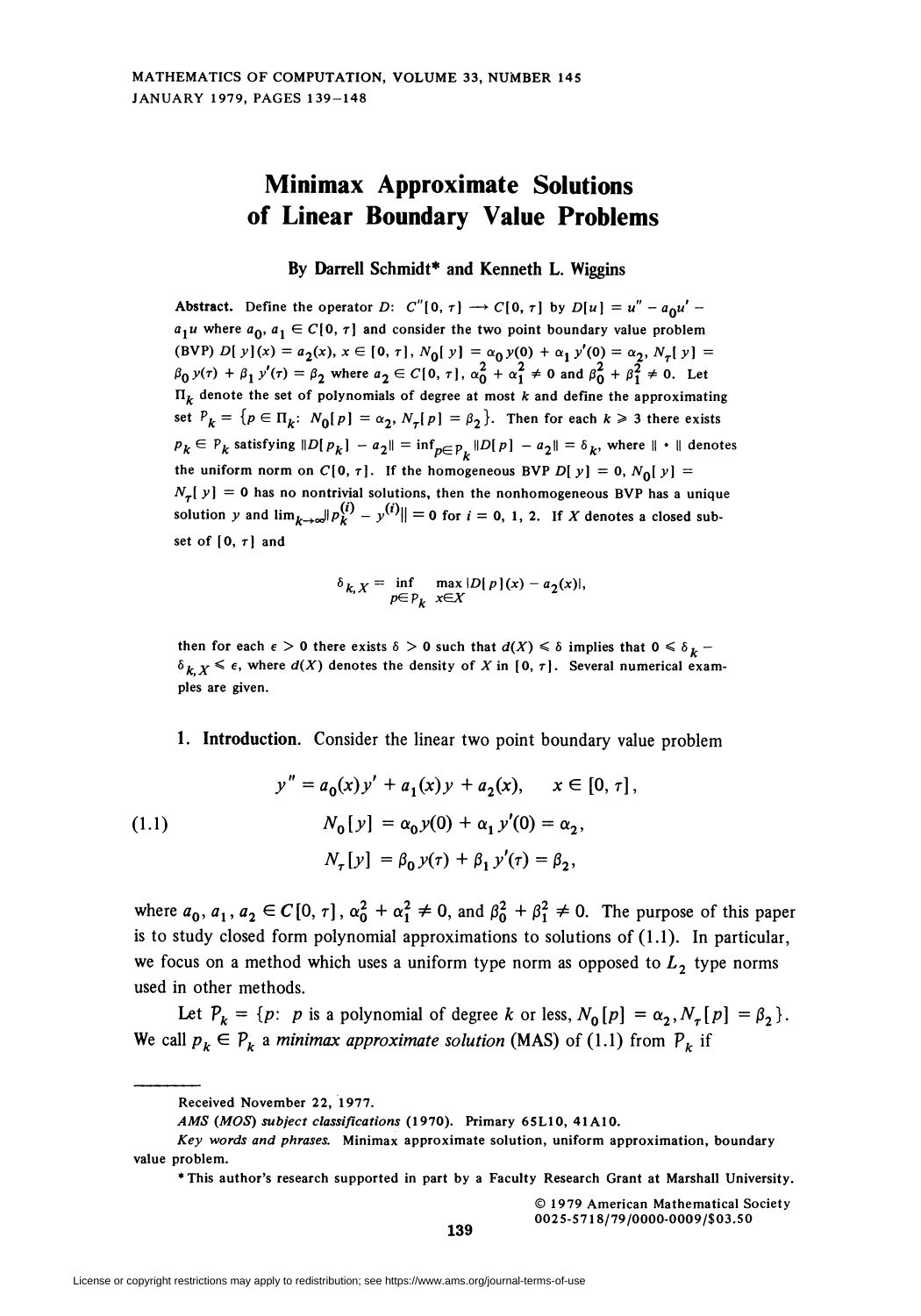# Minimax Approximate Solutions of Linear Boundary Value Problems

**By Darrell Schmidt\* and Kenneth L. Wiggins**

**Abstract.** Define the operator $D$: $C''[0, \tau] \longrightarrow C[0, \tau]$ by $D[u] = u'' - a_0 u' - a_1 u$ where $a_0, a_1 \in C[0, \tau]$ and consider the two point boundary value problem (BVP) $D[y](x) = a_2(x)$, $x \in [0, \tau]$, $N_0[y] = \alpha_0 y(0) + \alpha_1 y'(0) = \alpha_2$, $N_\tau[y] = \beta_0 y(\tau) + \beta_1 y'(\tau) = \beta_2$ where $a_2 \in C[0, \tau]$, $\alpha_0^2 + \alpha_1^2 \neq 0$ and $\beta_0^2 + \beta_1^2 \neq 0$. Let $\Pi_k$ denote the set of polynomials of degree at most $k$ and define the approximating set $\mathcal{P}_k = \{p \in \Pi_k: N_0[p] = \alpha_2, N_\tau[p] = \beta_2\}$. Then for each $k \geq 3$ there exists $p_k \in \mathcal{P}_k$ satisfying $\|D[p_k] - a_2\| = \inf_{p \in \mathcal{P}_k} \|D[p] - a_2\| = \delta_k$, where $\|\cdot\|$ denotes the uniform norm on $C[0, \tau]$. If the homogeneous BVP $D[y] = 0$, $N_0[y] = N_\tau[y] = 0$ has no nontrivial solutions, then the nonhomogeneous BVP has a unique solution $y$ and $\lim_{k \to \infty} \|p_k^{(i)} - y^{(i)}\| = 0$ for $i = 0, 1, 2$. If $X$ denotes a closed subset of $[0, \tau]$ and

$$\delta_{k,X} = \inf_{p \in \mathcal{P}_k} \max_{x \in X} |D[p](x) - a_2(x)|,$$

then for each $\epsilon > 0$ there exists $\delta > 0$ such that $d(X) \leq \delta$ implies that $0 \leq \delta_k - \delta_{k,X} \leq \epsilon$, where $d(X)$ denotes the density of $X$ in $[0, \tau]$. Several numerical examples are given.

**1. Introduction.** Consider the linear two point boundary value problem

$$
\begin{aligned}
y'' &= a_0(x)y' + a_1(x)y + a_2(x), \qquad x \in [0, \tau], \\
N_0[y] &= \alpha_0 y(0) + \alpha_1 y'(0) = \alpha_2, \qquad\qquad (1.1) \\
N_\tau[y] &= \beta_0 y(\tau) + \beta_1 y'(\tau) = \beta_2,
\end{aligned}
$$

where $a_0, a_1, a_2 \in C[0, \tau]$, $\alpha_0^2 + \alpha_1^2 \neq 0$, and $\beta_0^2 + \beta_1^2 \neq 0$. The purpose of this paper is to study closed form polynomial approximations to solutions of (1.1). In particular, we focus on a method which uses a uniform type norm as opposed to $L_2$ type norms used in other methods.

Let $\mathcal{P}_k = \{p$: $p$ is a polynomial of degree $k$ or less, $N_0[p] = \alpha_2, N_\tau[p] = \beta_2\}$. We call $p_k \in \mathcal{P}_k$ a *minimax approximate solution* (MAS) of (1.1) from $\mathcal{P}_k$ if

---

Received November 22, 1977.

*AMS (MOS) subject classifications* (1970). Primary 65L10, 41A10.

*Key words and phrases.* Minimax approximate solution, uniform approximation, boundary value problem.

\*This author's research supported in part by a Faculty Research Grant at Marshall University.

© 1979 American Mathematical Society
0025-5718/79/0000-0009/$03.50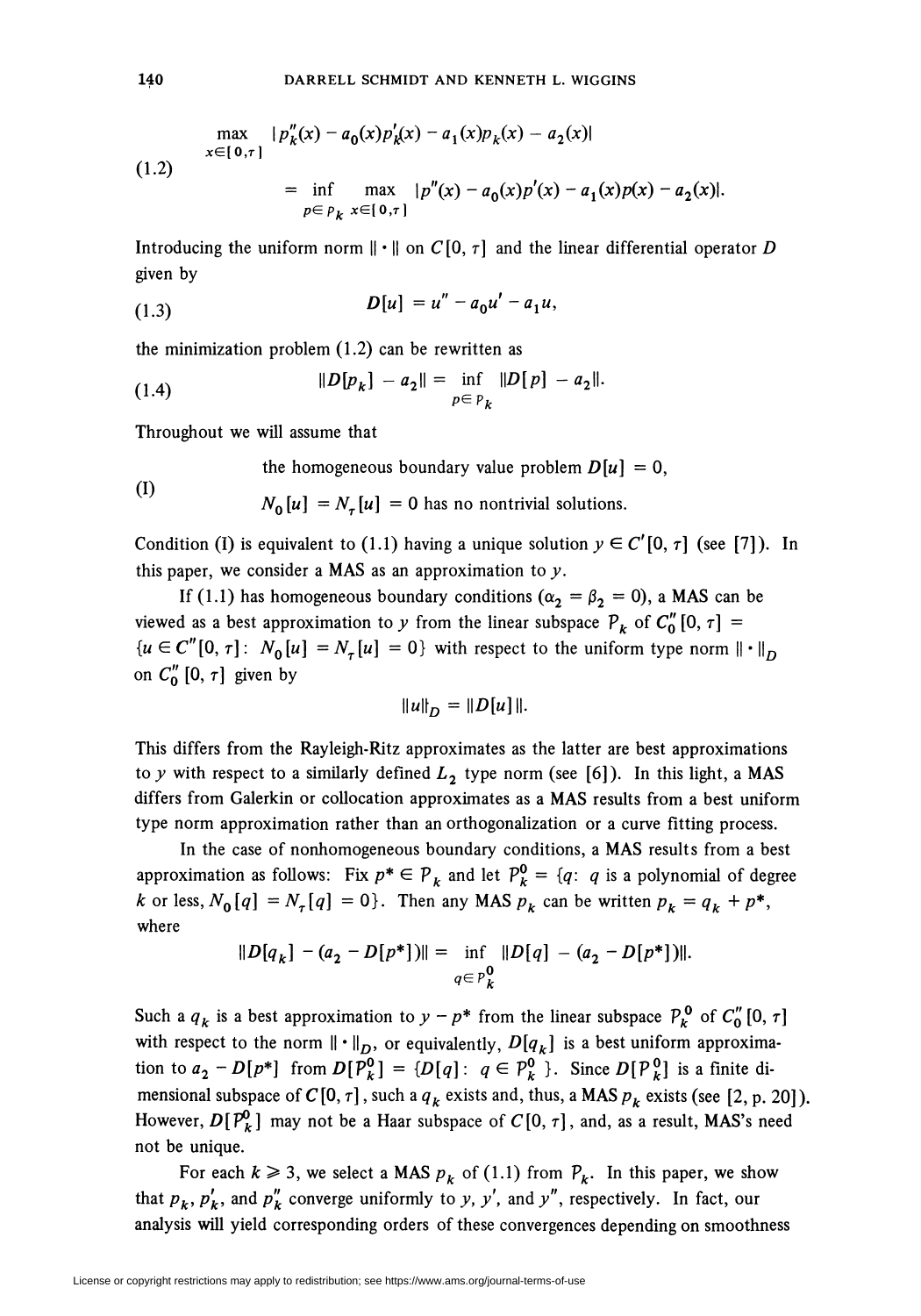$$\max_{x \in [0,\tau]} |p_k''(x) - a_0(x)p_k'(x) - a_1(x)p_k(x) - a_2(x)| \tag{1.2}$$

$$= \inf_{p \in P_k} \max_{x \in [0,\tau]} |p''(x) - a_0(x)p'(x) - a_1(x)p(x) - a_2(x)|.$$

Introducing the uniform norm $\|\cdot\|$ on $C[0, \tau]$ and the linear differential operator $D$ given by

$$D[u] = u'' - a_0 u' - a_1 u, \tag{1.3}$$

the minimization problem (1.2) can be rewritten as

$$\|D[p_k] - a_2\| = \inf_{p \in P_k} \|D[p] - a_2\|. \tag{1.4}$$

Throughout we will assume that

(I) the homogeneous boundary value problem $D[u] = 0$, $N_0[u] = N_\tau[u] = 0$ has no nontrivial solutions.

Condition (I) is equivalent to (1.1) having a unique solution $y \in C'[0, \tau]$ (see [7]). In this paper, we consider a MAS as an approximation to $y$.

If (1.1) has homogeneous boundary conditions ($\alpha_2 = \beta_2 = 0$), a MAS can be viewed as a best approximation to $y$ from the linear subspace $P_k$ of $C_0''[0, \tau] = \{u \in C''[0, \tau]: N_0[u] = N_\tau[u] = 0\}$ with respect to the uniform type norm $\|\cdot\|_D$ on $C_0''[0, \tau]$ given by

$$\|u\|_D = \|D[u]\|.$$

This differs from the Rayleigh-Ritz approximates as the latter are best approximations to $y$ with respect to a similarly defined $L_2$ type norm (see [6]). In this light, a MAS differs from Galerkin or collocation approximates as a MAS results from a best uniform type norm approximation rather than an orthogonalization or a curve fitting process.

In the case of nonhomogeneous boundary conditions, a MAS results from a best approximation as follows: Fix $p^* \in P_k$ and let $P_k^0 = \{q\colon q$ is a polynomial of degree $k$ or less, $N_0[q] = N_\tau[q] = 0\}$. Then any MAS $p_k$ can be written $p_k = q_k + p^*$, where

$$\|D[q_k] - (a_2 - D[p^*])\| = \inf_{q \in P_k^0} \|D[q] - (a_2 - D[p^*])\|.$$

Such a $q_k$ is a best approximation to $y - p^*$ from the linear subspace $P_k^0$ of $C_0''[0, \tau]$ with respect to the norm $\|\cdot\|_D$, or equivalently, $D[q_k]$ is a best uniform approximation to $a_2 - D[p^*]$ from $D[P_k^0] = \{D[q]\colon q \in P_k^0\}$. Since $D[P_k^0]$ is a finite dimensional subspace of $C[0, \tau]$, such a $q_k$ exists and, thus, a MAS $p_k$ exists (see [2, p. 20]). However, $D[P_k^0]$ may not be a Haar subspace of $C[0, \tau]$, and, as a result, MAS's need not be unique.

For each $k \geq 3$, we select a MAS $p_k$ of (1.1) from $P_k$. In this paper, we show that $p_k$, $p_k'$, and $p_k''$ converge uniformly to $y$, $y'$, and $y''$, respectively. In fact, our analysis will yield corresponding orders of these convergences depending on smoothness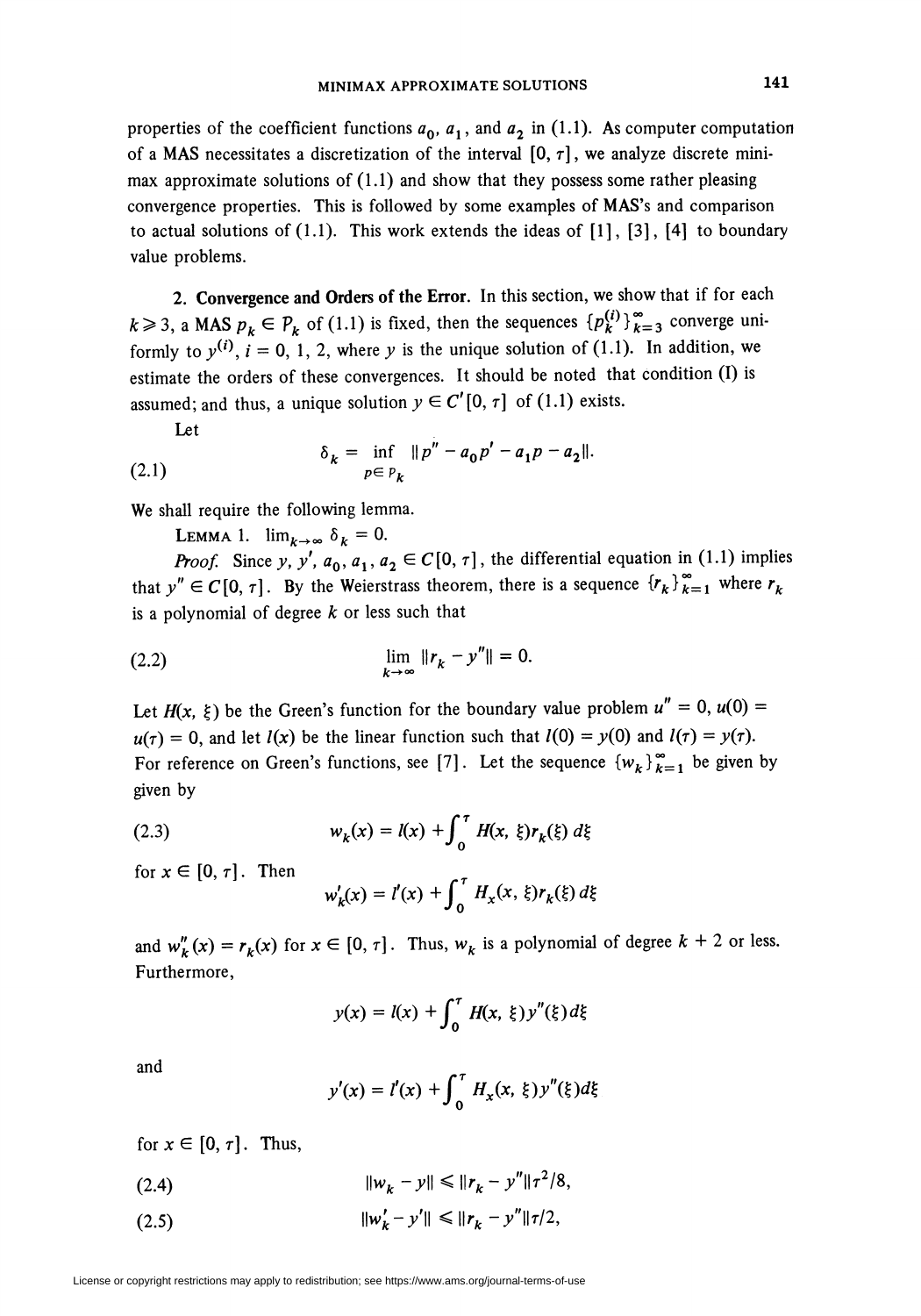properties of the coefficient functions $a_0$, $a_1$, and $a_2$ in (1.1). As computer computation of a MAS necessitates a discretization of the interval $[0, \tau]$, we analyze discrete minimax approximate solutions of (1.1) and show that they possess some rather pleasing convergence properties. This is followed by some examples of MAS's and comparison to actual solutions of (1.1). This work extends the ideas of [1], [3], [4] to boundary value problems.

**2. Convergence and Orders of the Error.** In this section, we show that if for each $k \geq 3$, a MAS $p_k \in P_k$ of (1.1) is fixed, then the sequences $\{p_k^{(i)}\}_{k=3}^{\infty}$ converge uniformly to $y^{(i)}$, $i = 0, 1, 2$, where $y$ is the unique solution of (1.1). In addition, we estimate the orders of these convergences. It should be noted that condition (I) is assumed; and thus, a unique solution $y \in C'[0, \tau]$ of (1.1) exists.

Let

$$\delta_k = \inf_{p \in P_k} \|p'' - a_0 p' - a_1 p - a_2\|. \tag{2.1}$$

We shall require the following lemma.

LEMMA 1. $\lim_{k \to \infty} \delta_k = 0$.

*Proof.* Since $y$, $y'$, $a_0$, $a_1$, $a_2 \in C[0, \tau]$, the differential equation in (1.1) implies that $y'' \in C[0, \tau]$. By the Weierstrass theorem, there is a sequence $\{r_k\}_{k=1}^{\infty}$ where $r_k$ is a polynomial of degree $k$ or less such that

$$\lim_{k \to \infty} \|r_k - y''\| = 0. \tag{2.2}$$

Let $H(x, \xi)$ be the Green's function for the boundary value problem $u'' = 0$, $u(0) = u(\tau) = 0$, and let $l(x)$ be the linear function such that $l(0) = y(0)$ and $l(\tau) = y(\tau)$. For reference on Green's functions, see [7]. Let the sequence $\{w_k\}_{k=1}^{\infty}$ be given by given by

$$w_k(x) = l(x) + \int_0^\tau H(x, \xi) r_k(\xi)\, d\xi \tag{2.3}$$

for $x \in [0, \tau]$. Then

$$w_k'(x) = l'(x) + \int_0^\tau H_x(x, \xi) r_k(\xi)\, d\xi$$

and $w_k''(x) = r_k(x)$ for $x \in [0, \tau]$. Thus, $w_k$ is a polynomial of degree $k + 2$ or less. Furthermore,

$$y(x) = l(x) + \int_0^\tau H(x, \xi) y''(\xi)\, d\xi$$

and

$$y'(x) = l'(x) + \int_0^\tau H_x(x, \xi) y''(\xi)\, d\xi$$

for $x \in [0, \tau]$. Thus,

$$\|w_k - y\| \leq \|r_k - y''\| \tau^2/8, \tag{2.4}$$

$$\|w_k' - y'\| \leq \|r_k - y''\| \tau/2, \tag{2.5}$$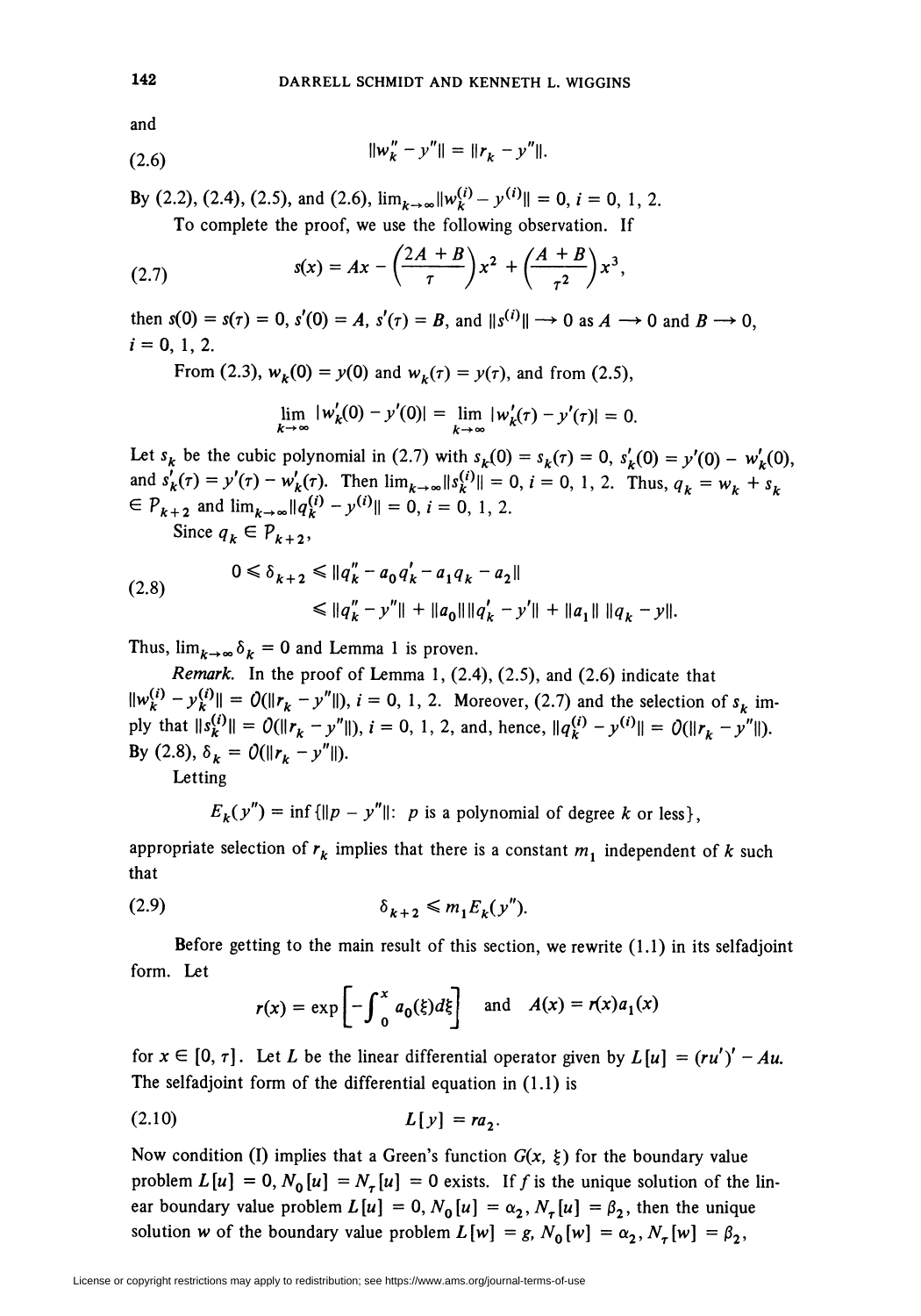and

$$\|w_k'' - y''\| = \|r_k - y''\|. \tag{2.6}$$

By (2.2), (2.4), (2.5), and (2.6), $\lim_{k\to\infty}\|w_k^{(i)} - y^{(i)}\| = 0$, $i = 0, 1, 2$.

To complete the proof, we use the following observation. If

$$s(x) = Ax - \left(\frac{2A + B}{\tau}\right)x^2 + \left(\frac{A + B}{\tau^2}\right)x^3, \tag{2.7}$$

then $s(0) = s(\tau) = 0$, $s'(0) = A$, $s'(\tau) = B$, and $\|s^{(i)}\| \longrightarrow 0$ as $A \longrightarrow 0$ and $B \longrightarrow 0$, $i = 0, 1, 2$.

From (2.3), $w_k(0) = y(0)$ and $w_k(\tau) = y(\tau)$, and from (2.5),

$$\lim_{k\to\infty} |w_k'(0) - y'(0)| = \lim_{k\to\infty} |w_k'(\tau) - y'(\tau)| = 0.$$

Let $s_k$ be the cubic polynomial in (2.7) with $s_k(0) = s_k(\tau) = 0$, $s_k'(0) = y'(0) - w_k'(0)$, and $s_k'(\tau) = y'(\tau) - w_k'(\tau)$. Then $\lim_{k\to\infty}\|s_k^{(i)}\| = 0$, $i = 0, 1, 2$. Thus, $q_k = w_k + s_k \in \mathcal{P}_{k+2}$ and $\lim_{k\to\infty}\|q_k^{(i)} - y^{(i)}\| = 0$, $i = 0, 1, 2$.

Since $q_k \in \mathcal{P}_{k+2}$,

$$\begin{aligned} 0 \leqslant \delta_{k+2} &\leqslant \|q_k'' - a_0 q_k' - a_1 q_k - a_2\| \\ &\leqslant \|q_k'' - y''\| + \|a_0\|\|q_k' - y'\| + \|a_1\|\,\|q_k - y\|. \end{aligned} \tag{2.8}$$

Thus, $\lim_{k\to\infty}\delta_k = 0$ and Lemma 1 is proven.

*Remark.* In the proof of Lemma 1, (2.4), (2.5), and (2.6) indicate that $\|w_k^{(i)} - y_k^{(i)}\| = O(\|r_k - y''\|)$, $i = 0, 1, 2$. Moreover, (2.7) and the selection of $s_k$ imply that $\|s_k^{(i)}\| = O(\|r_k - y''\|)$, $i = 0, 1, 2$, and, hence, $\|q_k^{(i)} - y^{(i)}\| = O(\|r_k - y''\|)$. By (2.8), $\delta_k = O(\|r_k - y''\|)$.

Letting

$$E_k(y'') = \inf\{\|p - y''\|\colon\ p \text{ is a polynomial of degree } k \text{ or less}\},$$

appropriate selection of $r_k$ implies that there is a constant $m_1$ independent of $k$ such that

$$\delta_{k+2} \leqslant m_1 E_k(y''). \tag{2.9}$$

Before getting to the main result of this section, we rewrite (1.1) in its selfadjoint form. Let

$$r(x) = \exp\left[-\int_0^x a_0(\xi)d\xi\right] \quad \text{and} \quad A(x) = r(x)a_1(x)$$

for $x \in [0, \tau]$. Let $L$ be the linear differential operator given by $L[u] = (ru')' - Au$. The selfadjoint form of the differential equation in (1.1) is

$$L[y] = ra_2. \tag{2.10}$$

Now condition (I) implies that a Green's function $G(x, \xi)$ for the boundary value problem $L[u] = 0$, $N_0[u] = N_\tau[u] = 0$ exists. If $f$ is the unique solution of the linear boundary value problem $L[u] = 0$, $N_0[u] = \alpha_2$, $N_\tau[u] = \beta_2$, then the unique solution $w$ of the boundary value problem $L[w] = g$, $N_0[w] = \alpha_2$, $N_\tau[w] = \beta_2$,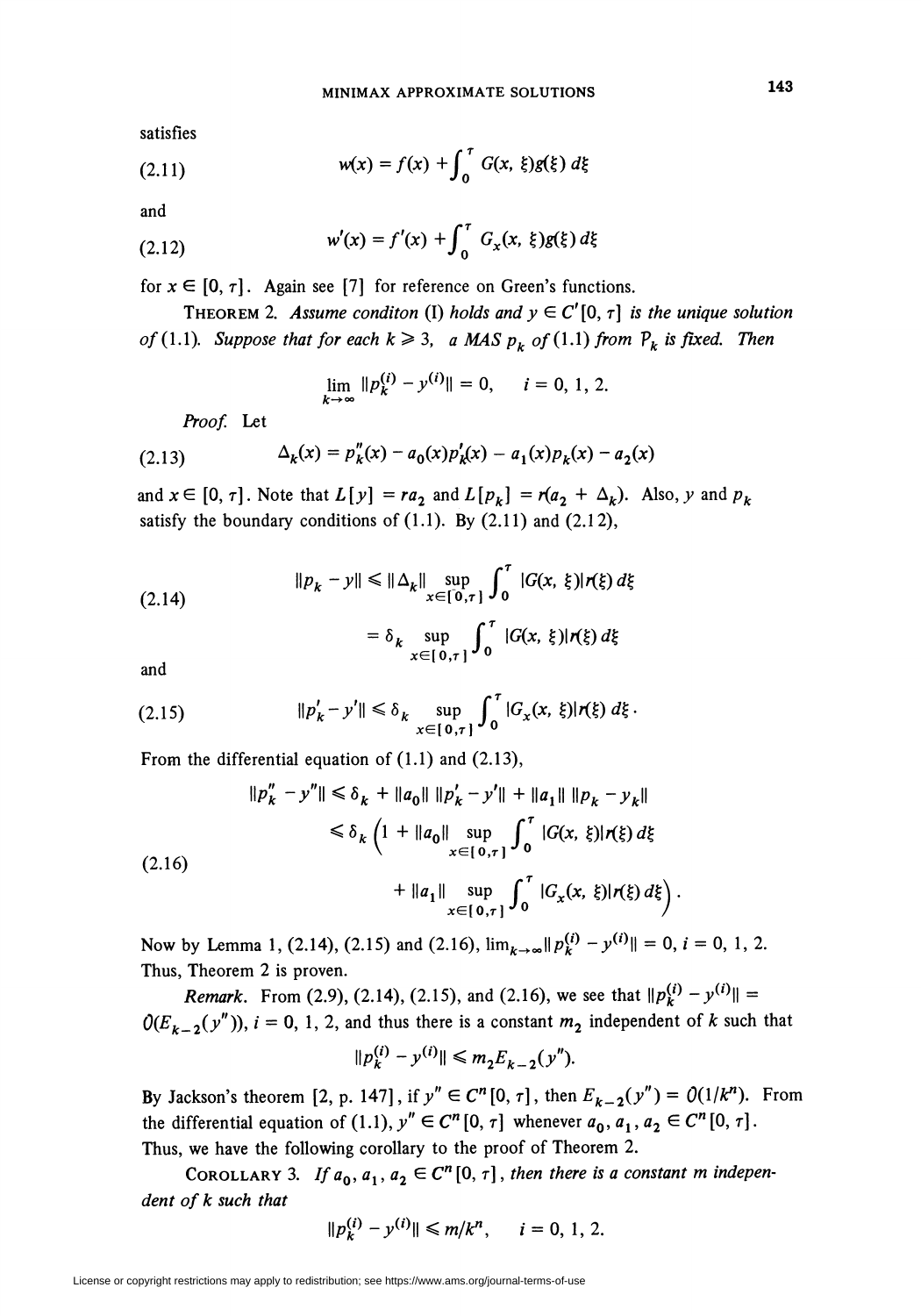satisfies

$$w(x) = f(x) + \int_0^\tau G(x, \xi)g(\xi)\, d\xi \tag{2.11}$$

and

$$w'(x) = f'(x) + \int_0^\tau G_x(x, \xi)g(\xi)\, d\xi \tag{2.12}$$

for $x \in [0, \tau]$. Again see [7] for reference on Green's functions.

THEOREM 2. *Assume conditon (I) holds and $y \in C'[0, \tau]$ is the unique solution of (1.1). Suppose that for each $k \geq 3$, a MAS $p_k$ of (1.1) from $\mathcal{P}_k$ is fixed. Then*

$$\lim_{k\to\infty} \|p_k^{(i)} - y^{(i)}\| = 0, \qquad i = 0, 1, 2.$$

*Proof.* Let

$$\Delta_k(x) = p_k''(x) - a_0(x)p_k'(x) - a_1(x)p_k(x) - a_2(x) \tag{2.13}$$

and $x \in [0, \tau]$. Note that $L[y] = ra_2$ and $L[p_k] = r(a_2 + \Delta_k)$. Also, $y$ and $p_k$ satisfy the boundary conditions of (1.1). By (2.11) and (2.12),

$$\begin{aligned} \|p_k - y\| &\leq \|\Delta_k\| \sup_{x\in[0,\tau]} \int_0^\tau |G(x, \xi)|r(\xi)\, d\xi \\ &= \delta_k \sup_{x\in[0,\tau]} \int_0^\tau |G(x, \xi)|r(\xi)\, d\xi \end{aligned} \tag{2.14}$$

and

$$\|p_k' - y'\| \leq \delta_k \sup_{x\in[0,\tau]} \int_0^\tau |G_x(x, \xi)|r(\xi)\, d\xi. \tag{2.15}$$

From the differential equation of (1.1) and (2.13),

$$\begin{aligned} \|p_k'' - y''\| &\leq \delta_k + \|a_0\|\, \|p_k' - y'\| + \|a_1\|\, \|p_k - y_k\| \\ &\leq \delta_k \Big(1 + \|a_0\| \sup_{x\in[0,\tau]} \int_0^\tau |G(x, \xi)|r(\xi)\, d\xi \\ &\qquad + \|a_1\| \sup_{x\in[0,\tau]} \int_0^\tau |G_x(x, \xi)|r(\xi)\, d\xi\Big). \end{aligned} \tag{2.16}$$

Now by Lemma 1, (2.14), (2.15) and (2.16), $\lim_{k\to\infty}\|p_k^{(i)} - y^{(i)}\| = 0$, $i = 0, 1, 2$. Thus, Theorem 2 is proven.

*Remark.* From (2.9), (2.14), (2.15), and (2.16), we see that $\|p_k^{(i)} - y^{(i)}\| = O(E_{k-2}(y''))$, $i = 0, 1, 2$, and thus there is a constant $m_2$ independent of $k$ such that

$$\|p_k^{(i)} - y^{(i)}\| \leq m_2 E_{k-2}(y'').$$

By Jackson's theorem [2, p. 147], if $y'' \in C^n[0, \tau]$, then $E_{k-2}(y'') = O(1/k^n)$. From the differential equation of (1.1), $y'' \in C^n[0, \tau]$ whenever $a_0, a_1, a_2 \in C^n[0, \tau]$. Thus, we have the following corollary to the proof of Theorem 2.

COROLLARY 3. *If $a_0, a_1, a_2 \in C^n[0, \tau]$, then there is a constant $m$ independent of $k$ such that*

$$\|p_k^{(i)} - y^{(i)}\| \leq m/k^n, \qquad i = 0, 1, 2.$$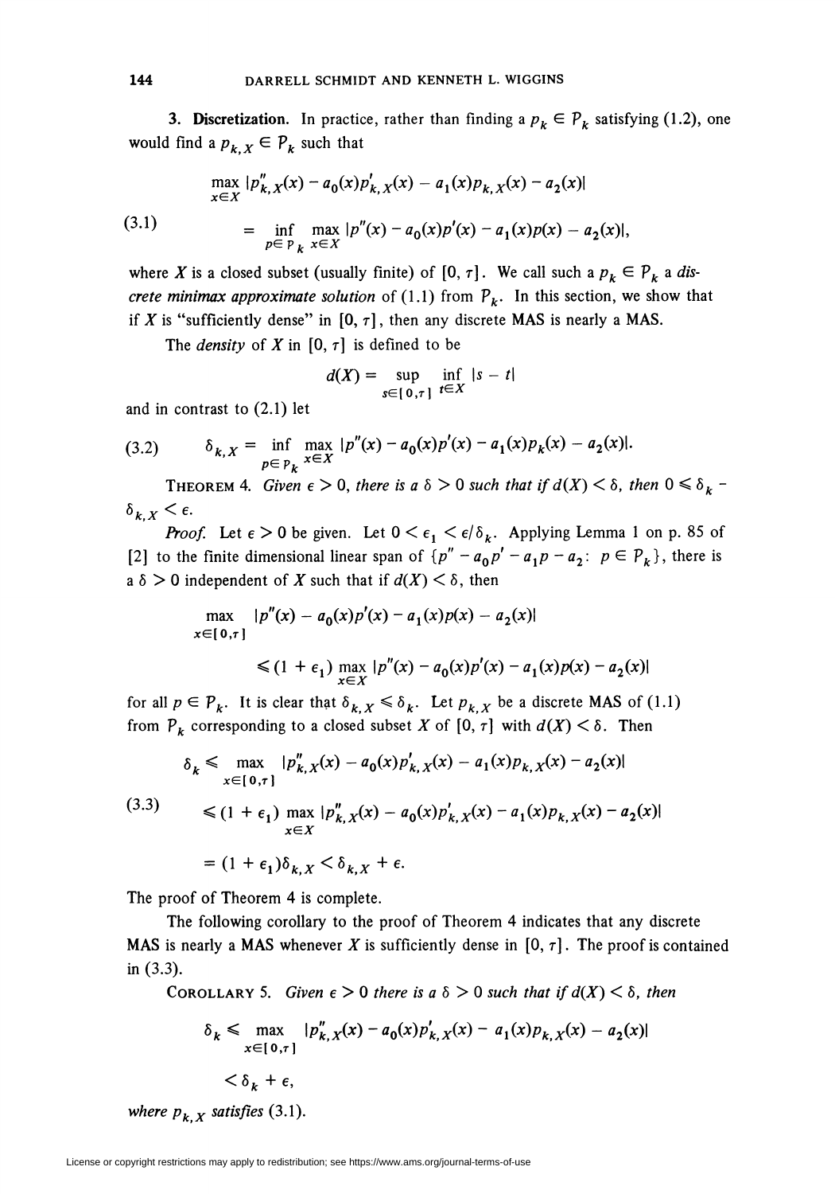**3. Discretization.** In practice, rather than finding a $p_k \in \mathcal{P}_k$ satisfying (1.2), one would find a $p_{k,X} \in \mathcal{P}_k$ such that

$$
\begin{aligned}
&\max_{x\in X} |p''_{k,X}(x) - a_0(x)p'_{k,X}(x) - a_1(x)p_{k,X}(x) - a_2(x)| \\
\text{(3.1)} \qquad &= \inf_{p\in \mathcal{P}_k} \max_{x\in X} |p''(x) - a_0(x)p'(x) - a_1(x)p(x) - a_2(x)|,
\end{aligned}
$$

where $X$ is a closed subset (usually finite) of $[0, \tau]$. We call such a $p_k \in \mathcal{P}_k$ a *discrete minimax approximate solution* of (1.1) from $\mathcal{P}_k$. In this section, we show that if $X$ is "sufficiently dense" in $[0, \tau]$, then any discrete MAS is nearly a MAS.

The *density* of $X$ in $[0, \tau]$ is defined to be

$$d(X) = \sup_{s\in[0,\tau]} \inf_{t\in X} |s - t|$$

and in contrast to (2.1) let

$$\text{(3.2)} \qquad \delta_{k,X} = \inf_{p\in \mathcal{P}_k} \max_{x\in X} |p''(x) - a_0(x)p'(x) - a_1(x)p_k(x) - a_2(x)|.$$

THEOREM 4. *Given $\epsilon > 0$, there is a $\delta > 0$ such that if $d(X) < \delta$, then $0 \leq \delta_k - \delta_{k,X} < \epsilon$.*

*Proof.* Let $\epsilon > 0$ be given. Let $0 < \epsilon_1 < \epsilon/\delta_k$. Applying Lemma 1 on p. 85 of [2] to the finite dimensional linear span of $\{p'' - a_0p' - a_1p - a_2\colon\ p \in \mathcal{P}_k\}$, there is a $\delta > 0$ independent of $X$ such that if $d(X) < \delta$, then

$$
\begin{aligned}
&\max_{x\in[0,\tau]} |p''(x) - a_0(x)p'(x) - a_1(x)p(x) - a_2(x)| \\
&\qquad \leq (1 + \epsilon_1) \max_{x\in X} |p''(x) - a_0(x)p'(x) - a_1(x)p(x) - a_2(x)|
\end{aligned}
$$

for all $p \in \mathcal{P}_k$. It is clear that $\delta_{k,X} \leq \delta_k$. Let $p_{k,X}$ be a discrete MAS of (1.1) from $\mathcal{P}_k$ corresponding to a closed subset $X$ of $[0, \tau]$ with $d(X) < \delta$. Then

$$
\begin{aligned}
\delta_k &\leq \max_{x\in[0,\tau]} |p''_{k,X}(x) - a_0(x)p'_{k,X}(x) - a_1(x)p_{k,X}(x) - a_2(x)| \\
\text{(3.3)} \qquad &\leq (1 + \epsilon_1) \max_{x\in X} |p''_{k,X}(x) - a_0(x)p'_{k,X}(x) - a_1(x)p_{k,X}(x) - a_2(x)| \\
&= (1 + \epsilon_1)\delta_{k,X} < \delta_{k,X} + \epsilon.
\end{aligned}
$$

The proof of Theorem 4 is complete.

The following corollary to the proof of Theorem 4 indicates that any discrete MAS is nearly a MAS whenever $X$ is sufficiently dense in $[0, \tau]$. The proof is contained in (3.3).

COROLLARY 5. *Given $\epsilon > 0$ there is a $\delta > 0$ such that if $d(X) < \delta$, then*

$$
\begin{aligned}
\delta_k &\leq \max_{x\in[0,\tau]} |p''_{k,X}(x) - a_0(x)p'_{k,X}(x) - a_1(x)p_{k,X}(x) - a_2(x)| \\
&< \delta_k + \epsilon,
\end{aligned}
$$

*where $p_{k,X}$ satisfies (3.1).*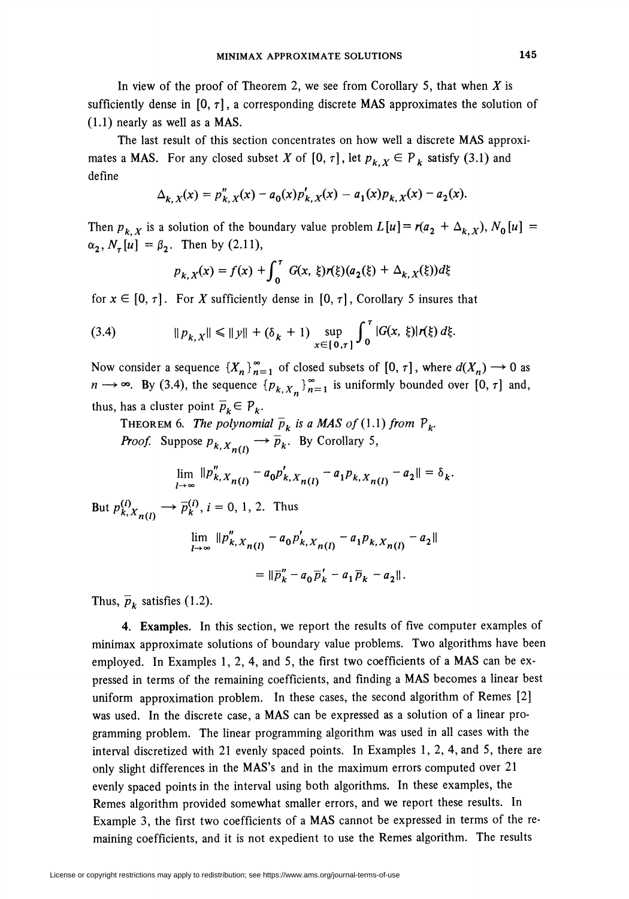In view of the proof of Theorem 2, we see from Corollary 5, that when $X$ is sufficiently dense in $[0, \tau]$, a corresponding discrete MAS approximates the solution of (1.1) nearly as well as a MAS.

The last result of this section concentrates on how well a discrete MAS approximates a MAS. For any closed subset $X$ of $[0, \tau]$, let $p_{k,X} \in P_k$ satisfy (3.1) and define

$$\Delta_{k,X}(x) = p''_{k,X}(x) - a_0(x)p'_{k,X}(x) - a_1(x)p_{k,X}(x) - a_2(x).$$

Then $p_{k,X}$ is a solution of the boundary value problem $L[u] = r(a_2 + \Delta_{k,X})$, $N_0[u] = \alpha_2$, $N_\tau[u] = \beta_2$. Then by (2.11),

$$p_{k,X}(x) = f(x) + \int_0^\tau G(x, \xi)r(\xi)(a_2(\xi) + \Delta_{k,X}(\xi))d\xi$$

for $x \in [0, \tau]$. For $X$ sufficiently dense in $[0, \tau]$, Corollary 5 insures that

$$\|p_{k,X}\| \leq \|y\| + (\delta_k + 1) \sup_{x \in [0,\tau]} \int_0^\tau |G(x, \xi)| r(\xi)\, d\xi. \tag{3.4}$$

Now consider a sequence $\{X_n\}_{n=1}^\infty$ of closed subsets of $[0, \tau]$, where $d(X_n) \longrightarrow 0$ as $n \longrightarrow \infty$. By (3.4), the sequence $\{p_{k,X_n}\}_{n=1}^\infty$ is uniformly bounded over $[0, \tau]$ and, thus, has a cluster point $\bar{p}_k \in P_k$.

THEOREM 6. *The polynomial $\bar{p}_k$ is a MAS of* (1.1) *from $P_k$.*

*Proof.* Suppose $p_{k,X_{n(l)}} \longrightarrow \bar{p}_k$. By Corollary 5,

$$\lim_{l \to \infty} \|p''_{k,X_{n(l)}} - a_0 p'_{k,X_{n(l)}} - a_1 p_{k,X_{n(l)}} - a_2\| = \delta_k.$$

But $p^{(i)}_{k,X_{n(l)}} \longrightarrow \bar{p}^{(i)}_k$, $i = 0, 1, 2$. Thus

$$\lim_{l \to \infty} \|p''_{k,X_{n(l)}} - a_0 p'_{k,X_{n(l)}} - a_1 p_{k,X_{n(l)}} - a_2\|$$

$$= \|\bar{p}''_k - a_0 \bar{p}'_k - a_1 \bar{p}_k - a_2\|.$$

Thus, $\bar{p}_k$ satisfies (1.2).

**4. Examples.** In this section, we report the results of five computer examples of minimax approximate solutions of boundary value problems. Two algorithms have been employed. In Examples 1, 2, 4, and 5, the first two coefficients of a MAS can be expressed in terms of the remaining coefficients, and finding a MAS becomes a linear best uniform approximation problem. In these cases, the second algorithm of Remes [2] was used. In the discrete case, a MAS can be expressed as a solution of a linear programming problem. The linear programming algorithm was used in all cases with the interval discretized with 21 evenly spaced points. In Examples 1, 2, 4, and 5, there are only slight differences in the MAS's and in the maximum errors computed over 21 evenly spaced points in the interval using both algorithms. In these examples, the Remes algorithm provided somewhat smaller errors, and we report these results. In Example 3, the first two coefficients of a MAS cannot be expressed in terms of the remaining coefficients, and it is not expedient to use the Remes algorithm. The results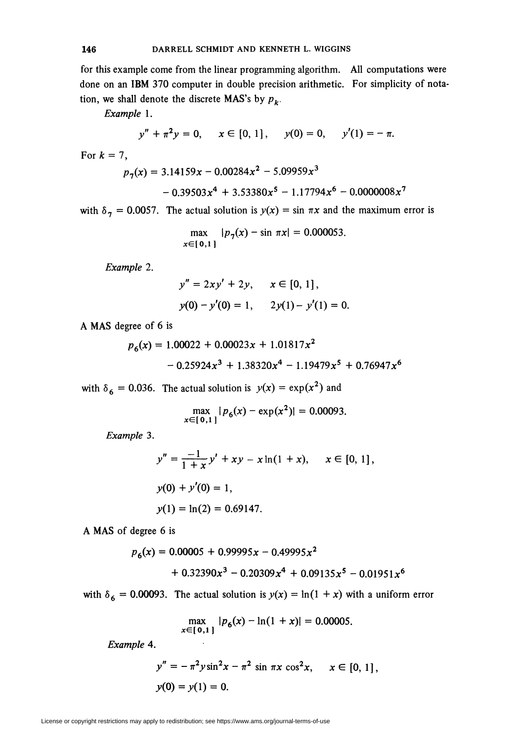for this example come from the linear programming algorithm. All computations were done on an IBM 370 computer in double precision arithmetic. For simplicity of notation, we shall denote the discrete MAS's by $p_k$.

*Example* 1.

$$y'' + \pi^2 y = 0, \qquad x \in [0, 1], \qquad y(0) = 0, \qquad y'(1) = -\pi.$$

For $k = 7$,

$$p_7(x) = 3.14159x - 0.00284x^2 - 5.09959x^3$$
$$- 0.39503x^4 + 3.53380x^5 - 1.17794x^6 - 0.0000008x^7$$

with $\delta_7 = 0.0057$. The actual solution is $y(x) = \sin \pi x$ and the maximum error is

$$\max_{x \in [0,1]} |p_7(x) - \sin \pi x| = 0.000053.$$

*Example* 2.

$$y'' = 2xy' + 2y, \qquad x \in [0, 1],$$

$$y(0) - y'(0) = 1, \qquad 2y(1) - y'(1) = 0.$$

A MAS degree of 6 is

$$p_6(x) = 1.00022 + 0.00023x + 1.01817x^2$$
$$- 0.25924x^3 + 1.38320x^4 - 1.19479x^5 + 0.76947x^6$$

with $\delta_6 = 0.036$. The actual solution is $y(x) = \exp(x^2)$ and

$$\max_{x \in [0,1]} |p_6(x) - \exp(x^2)| = 0.00093.$$

*Example* 3.

$$y'' = \frac{-1}{1+x} y' + xy - x \ln(1 + x), \qquad x \in [0, 1],$$

$$y(0) + y'(0) = 1,$$

$$y(1) = \ln(2) = 0.69147.$$

A MAS of degree 6 is

$$p_6(x) = 0.00005 + 0.99995x - 0.49995x^2$$
$$+ 0.32390x^3 - 0.20309x^4 + 0.09135x^5 - 0.01951x^6$$

with $\delta_6 = 0.00093$. The actual solution is $y(x) = \ln(1 + x)$ with a uniform error

$$\max_{x \in [0,1]} |p_6(x) - \ln(1 + x)| = 0.00005.$$

*Example* 4.

$$y'' = -\pi^2 y \sin^2 x - \pi^2 \sin \pi x \cos^2 x, \qquad x \in [0, 1],$$

$$y(0) = y(1) = 0.$$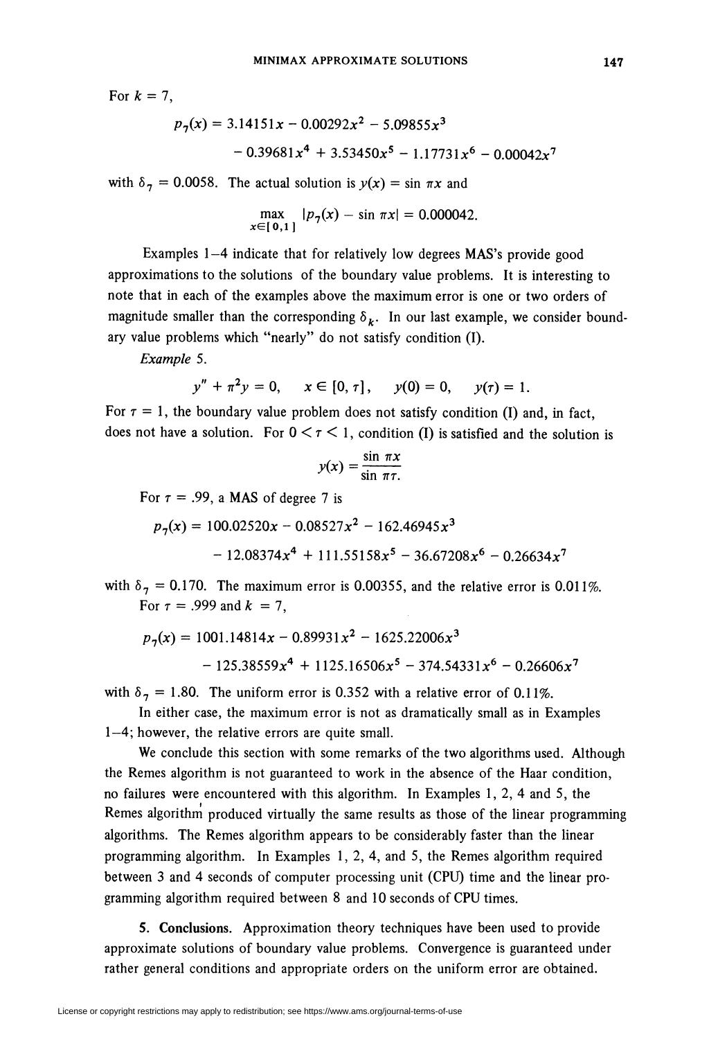For $k = 7$,

$$p_7(x) = 3.14151x - 0.00292x^2 - 5.09855x^3$$
$$- 0.39681x^4 + 3.53450x^5 - 1.17731x^6 - 0.00042x^7$$

with $\delta_7 = 0.0058$. The actual solution is $y(x) = \sin \pi x$ and

$$\max_{x \in [0,1]} |p_7(x) - \sin \pi x| = 0.000042.$$

Examples 1–4 indicate that for relatively low degrees MAS's provide good approximations to the solutions of the boundary value problems. It is interesting to note that in each of the examples above the maximum error is one or two orders of magnitude smaller than the corresponding $\delta_k$. In our last example, we consider boundary value problems which "nearly" do not satisfy condition (I).

*Example* 5.

$$y'' + \pi^2 y = 0, \qquad x \in [0, \tau], \qquad y(0) = 0, \qquad y(\tau) = 1.$$

For $\tau = 1$, the boundary value problem does not satisfy condition (I) and, in fact, does not have a solution. For $0 < \tau < 1$, condition (I) is satisfied and the solution is

$$y(x) = \frac{\sin \pi x}{\sin \pi \tau}.$$

For $\tau = .99$, a MAS of degree 7 is

$$p_7(x) = 100.02520x - 0.08527x^2 - 162.46945x^3$$
$$- 12.08374x^4 + 111.55158x^5 - 36.67208x^6 - 0.26634x^7$$

with $\delta_7 = 0.170$. The maximum error is 0.00355, and the relative error is 0.011%.

For $\tau = .999$ and $k = 7$,

$$p_7(x) = 1001.14814x - 0.89931x^2 - 1625.22006x^3$$
$$- 125.38559x^4 + 1125.16506x^5 - 374.54331x^6 - 0.26606x^7$$

with $\delta_7 = 1.80$. The uniform error is 0.352 with a relative error of 0.11%.

In either case, the maximum error is not as dramatically small as in Examples 1–4; however, the relative errors are quite small.

We conclude this section with some remarks of the two algorithms used. Although the Remes algorithm is not guaranteed to work in the absence of the Haar condition, no failures were encountered with this algorithm. In Examples 1, 2, 4 and 5, the Remes algorithm produced virtually the same results as those of the linear programming algorithms. The Remes algorithm appears to be considerably faster than the linear programming algorithm. In Examples 1, 2, 4, and 5, the Remes algorithm required between 3 and 4 seconds of computer processing unit (CPU) time and the linear programming algorithm required between 8 and 10 seconds of CPU times.

**5. Conclusions.** Approximation theory techniques have been used to provide approximate solutions of boundary value problems. Convergence is guaranteed under rather general conditions and appropriate orders on the uniform error are obtained.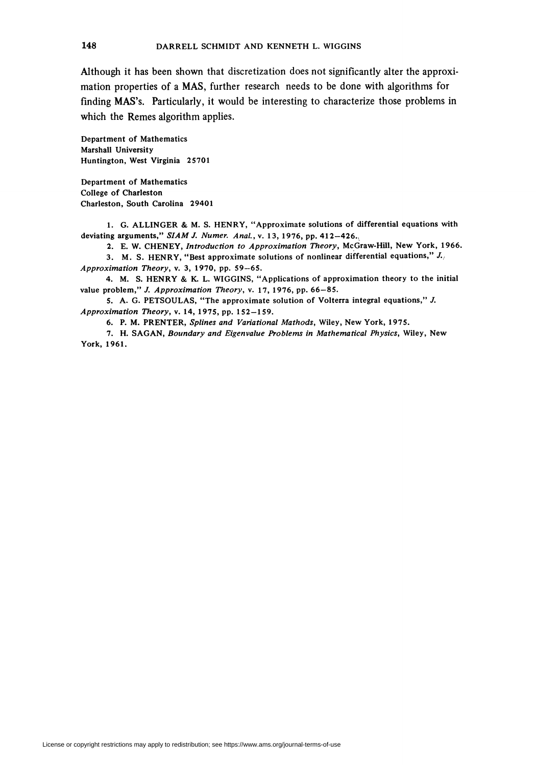Although it has been shown that discretization does not significantly alter the approximation properties of a MAS, further research needs to be done with algorithms for finding MAS's. Particularly, it would be interesting to characterize those problems in which the Remes algorithm applies.

Department of Mathematics
Marshall University
Huntington, West Virginia 25701

Department of Mathematics
College of Charleston
Charleston, South Carolina 29401

1. G. ALLINGER & M. S. HENRY, "Approximate solutions of differential equations with deviating arguments," *SIAM J. Numer. Anal.*, v. 13, 1976, pp. 412–426.

2. E. W. CHENEY, *Introduction to Approximation Theory*, McGraw-Hill, New York, 1966.

3. M. S. HENRY, "Best approximate solutions of nonlinear differential equations," *J. Approximation Theory*, v. 3, 1970, pp. 59–65.

4. M. S. HENRY & K. L. WIGGINS, "Applications of approximation theory to the initial value problem," *J. Approximation Theory*, v. 17, 1976, pp. 66–85.

5. A. G. PETSOULAS, "The approximate solution of Volterra integral equations," *J. Approximation Theory*, v. 14, 1975, pp. 152–159.

6. P. M. PRENTER, *Splines and Variational Mathods*, Wiley, New York, 1975.

7. H. SAGAN, *Boundary and Eigenvalue Problems in Mathematical Physics*, Wiley, New York, 1961.